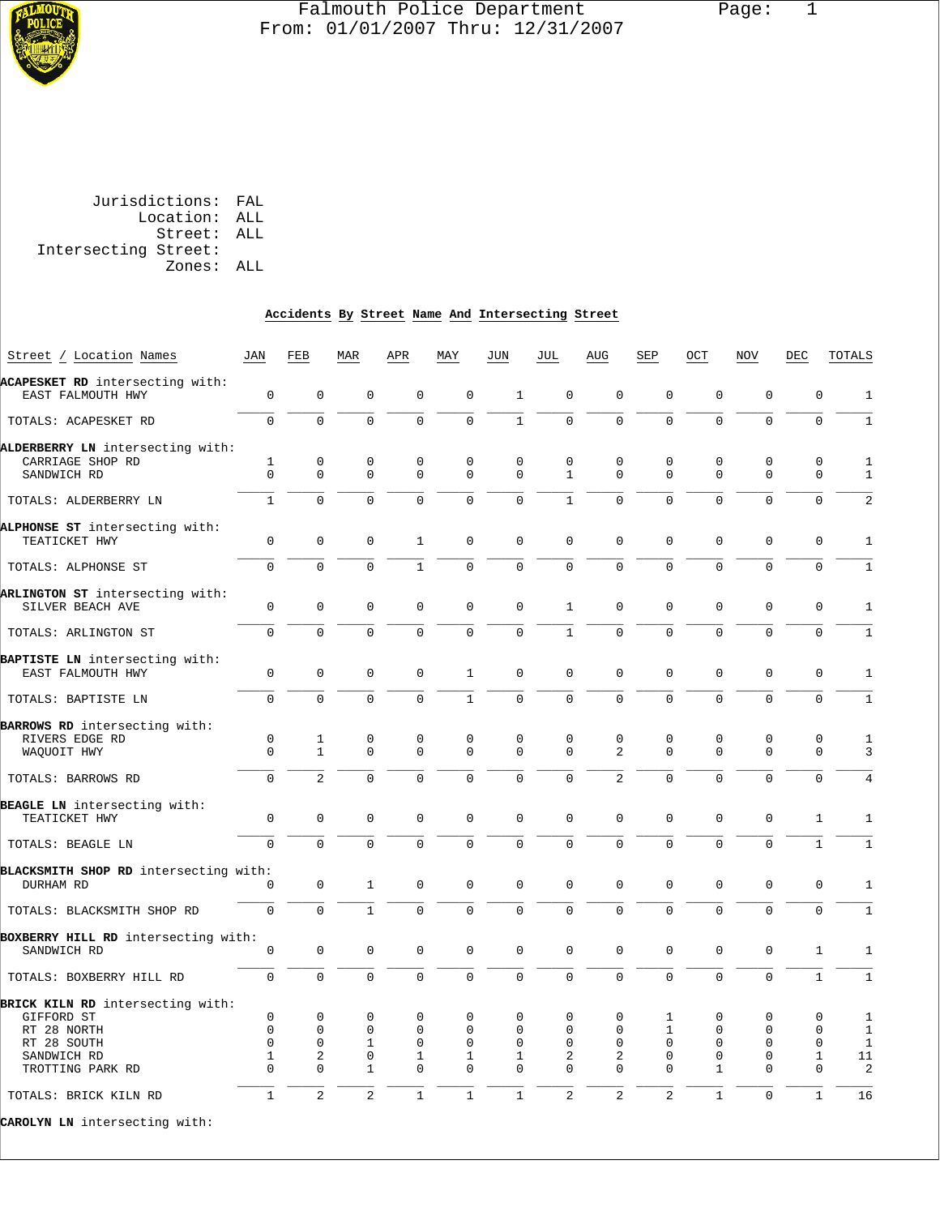# Falmouth Police Department

From: 01/01/2007 Thru: 12/31/2007

Jurisdictions: FAL
Location: ALL
Street: ALL
Intersecting Street:
Zones: ALL

## Accidents By Street Name And Intersecting Street

| Street / Location Names | JAN | FEB | MAR | APR | MAY | JUN | JUL | AUG | SEP | OCT | NOV | DEC | TOTALS |
|---|---|---|---|---|---|---|---|---|---|---|---|---|---|
| **ACAPESKET RD** intersecting with: | | | | | | | | | | | | | |
| EAST FALMOUTH HWY | 0 | 0 | 0 | 0 | 0 | 1 | 0 | 0 | 0 | 0 | 0 | 0 | 1 |
| TOTALS: ACAPESKET RD | 0 | 0 | 0 | 0 | 0 | 1 | 0 | 0 | 0 | 0 | 0 | 0 | 1 |
| **ALDERBERRY LN** intersecting with: | | | | | | | | | | | | | |
| CARRIAGE SHOP RD | 1 | 0 | 0 | 0 | 0 | 0 | 0 | 0 | 0 | 0 | 0 | 0 | 1 |
| SANDWICH RD | 0 | 0 | 0 | 0 | 0 | 0 | 1 | 0 | 0 | 0 | 0 | 0 | 1 |
| TOTALS: ALDERBERRY LN | 1 | 0 | 0 | 0 | 0 | 0 | 1 | 0 | 0 | 0 | 0 | 0 | 2 |
| **ALPHONSE ST** intersecting with: | | | | | | | | | | | | | |
| TEATICKET HWY | 0 | 0 | 0 | 1 | 0 | 0 | 0 | 0 | 0 | 0 | 0 | 0 | 1 |
| TOTALS: ALPHONSE ST | 0 | 0 | 0 | 1 | 0 | 0 | 0 | 0 | 0 | 0 | 0 | 0 | 1 |
| **ARLINGTON ST** intersecting with: | | | | | | | | | | | | | |
| SILVER BEACH AVE | 0 | 0 | 0 | 0 | 0 | 0 | 1 | 0 | 0 | 0 | 0 | 0 | 1 |
| TOTALS: ARLINGTON ST | 0 | 0 | 0 | 0 | 0 | 0 | 1 | 0 | 0 | 0 | 0 | 0 | 1 |
| **BAPTISTE LN** intersecting with: | | | | | | | | | | | | | |
| EAST FALMOUTH HWY | 0 | 0 | 0 | 0 | 1 | 0 | 0 | 0 | 0 | 0 | 0 | 0 | 1 |
| TOTALS: BAPTISTE LN | 0 | 0 | 0 | 0 | 1 | 0 | 0 | 0 | 0 | 0 | 0 | 0 | 1 |
| **BARROWS RD** intersecting with: | | | | | | | | | | | | | |
| RIVERS EDGE RD | 0 | 1 | 0 | 0 | 0 | 0 | 0 | 0 | 0 | 0 | 0 | 0 | 1 |
| WAQUOIT HWY | 0 | 1 | 0 | 0 | 0 | 0 | 0 | 2 | 0 | 0 | 0 | 0 | 3 |
| TOTALS: BARROWS RD | 0 | 2 | 0 | 0 | 0 | 0 | 0 | 2 | 0 | 0 | 0 | 0 | 4 |
| **BEAGLE LN** intersecting with: | | | | | | | | | | | | | |
| TEATICKET HWY | 0 | 0 | 0 | 0 | 0 | 0 | 0 | 0 | 0 | 0 | 0 | 1 | 1 |
| TOTALS: BEAGLE LN | 0 | 0 | 0 | 0 | 0 | 0 | 0 | 0 | 0 | 0 | 0 | 1 | 1 |
| **BLACKSMITH SHOP RD** intersecting with: | | | | | | | | | | | | | |
| DURHAM RD | 0 | 0 | 1 | 0 | 0 | 0 | 0 | 0 | 0 | 0 | 0 | 0 | 1 |
| TOTALS: BLACKSMITH SHOP RD | 0 | 0 | 1 | 0 | 0 | 0 | 0 | 0 | 0 | 0 | 0 | 0 | 1 |
| **BOXBERRY HILL RD** intersecting with: | | | | | | | | | | | | | |
| SANDWICH RD | 0 | 0 | 0 | 0 | 0 | 0 | 0 | 0 | 0 | 0 | 0 | 1 | 1 |
| TOTALS: BOXBERRY HILL RD | 0 | 0 | 0 | 0 | 0 | 0 | 0 | 0 | 0 | 0 | 0 | 1 | 1 |
| **BRICK KILN RD** intersecting with: | | | | | | | | | | | | | |
| GIFFORD ST | 0 | 0 | 0 | 0 | 0 | 0 | 0 | 0 | 1 | 0 | 0 | 0 | 1 |
| RT 28 NORTH | 0 | 0 | 0 | 0 | 0 | 0 | 0 | 0 | 1 | 0 | 0 | 0 | 1 |
| RT 28 SOUTH | 0 | 0 | 1 | 0 | 0 | 0 | 0 | 0 | 0 | 0 | 0 | 0 | 1 |
| SANDWICH RD | 1 | 2 | 0 | 1 | 1 | 1 | 2 | 2 | 0 | 0 | 0 | 1 | 11 |
| TROTTING PARK RD | 0 | 0 | 1 | 0 | 0 | 0 | 0 | 0 | 0 | 1 | 0 | 0 | 2 |
| TOTALS: BRICK KILN RD | 1 | 2 | 2 | 1 | 1 | 1 | 2 | 2 | 2 | 1 | 0 | 1 | 16 |
| **CAROLYN LN** intersecting with: | | | | | | | | | | | | | |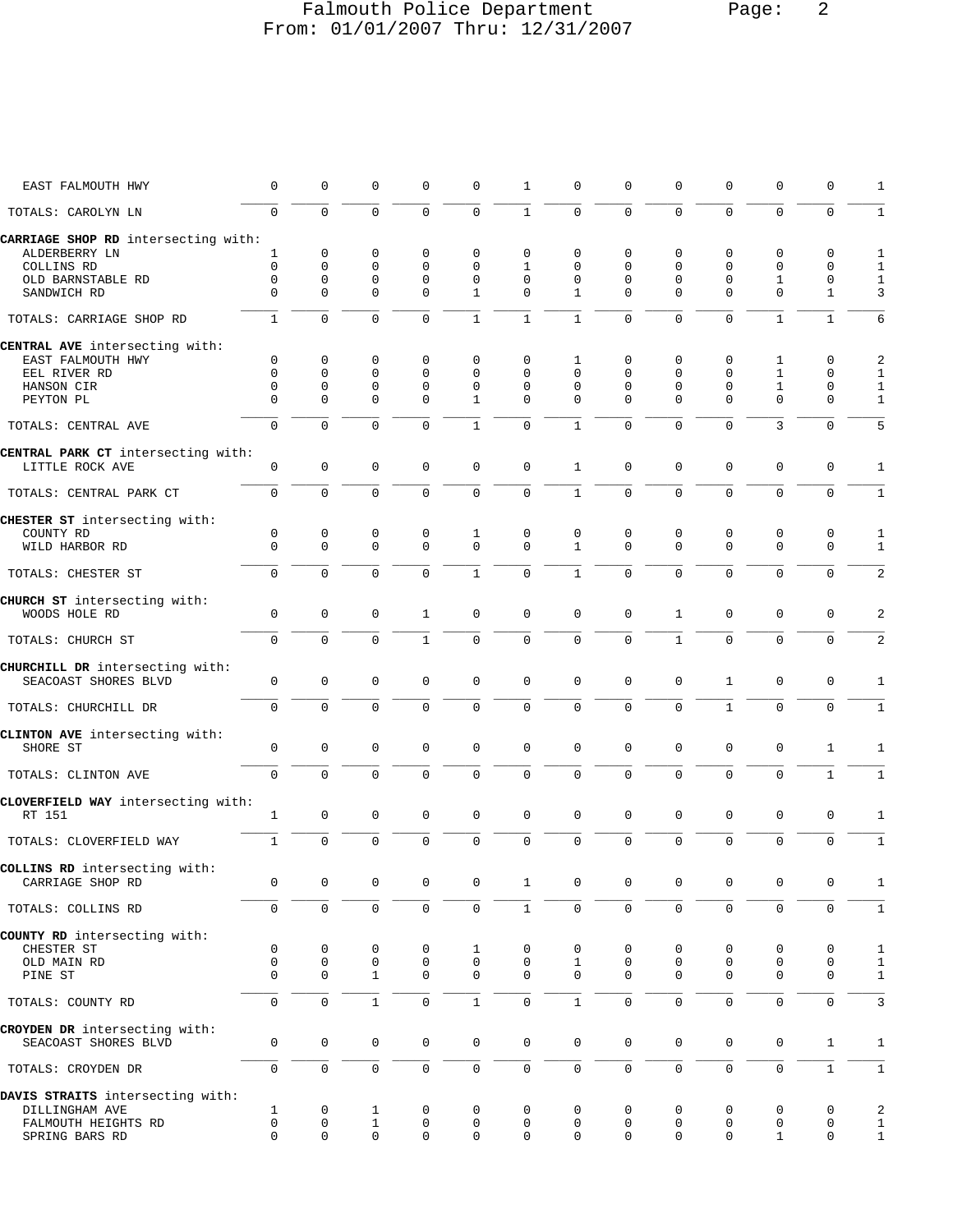| | | | | | | | | | | | | | |
|---|---|---|---|---|---|---|---|---|---|---|---|---|---|
| EAST FALMOUTH HWY | 0 | 0 | 0 | 0 | 0 | 1 | 0 | 0 | 0 | 0 | 0 | 0 | 1 |
| TOTALS: CAROLYN LN | 0 | 0 | 0 | 0 | 0 | 1 | 0 | 0 | 0 | 0 | 0 | 0 | 1 |
| **CARRIAGE SHOP RD** intersecting with: | | | | | | | | | | | | | |
| ALDERBERRY LN | 1 | 0 | 0 | 0 | 0 | 0 | 0 | 0 | 0 | 0 | 0 | 0 | 1 |
| COLLINS RD | 0 | 0 | 0 | 0 | 0 | 1 | 0 | 0 | 0 | 0 | 0 | 0 | 1 |
| OLD BARNSTABLE RD | 0 | 0 | 0 | 0 | 0 | 0 | 0 | 0 | 0 | 0 | 1 | 0 | 1 |
| SANDWICH RD | 0 | 0 | 0 | 0 | 1 | 0 | 1 | 0 | 0 | 0 | 0 | 1 | 3 |
| TOTALS: CARRIAGE SHOP RD | 1 | 0 | 0 | 0 | 1 | 1 | 1 | 0 | 0 | 0 | 1 | 1 | 6 |
| **CENTRAL AVE** intersecting with: | | | | | | | | | | | | | |
| EAST FALMOUTH HWY | 0 | 0 | 0 | 0 | 0 | 0 | 1 | 0 | 0 | 0 | 1 | 0 | 2 |
| EEL RIVER RD | 0 | 0 | 0 | 0 | 0 | 0 | 0 | 0 | 0 | 0 | 1 | 0 | 1 |
| HANSON CIR | 0 | 0 | 0 | 0 | 0 | 0 | 0 | 0 | 0 | 0 | 1 | 0 | 1 |
| PEYTON PL | 0 | 0 | 0 | 0 | 1 | 0 | 0 | 0 | 0 | 0 | 0 | 0 | 1 |
| TOTALS: CENTRAL AVE | 0 | 0 | 0 | 0 | 1 | 0 | 1 | 0 | 0 | 0 | 3 | 0 | 5 |
| **CENTRAL PARK CT** intersecting with: | | | | | | | | | | | | | |
| LITTLE ROCK AVE | 0 | 0 | 0 | 0 | 0 | 0 | 1 | 0 | 0 | 0 | 0 | 0 | 1 |
| TOTALS: CENTRAL PARK CT | 0 | 0 | 0 | 0 | 0 | 0 | 1 | 0 | 0 | 0 | 0 | 0 | 1 |
| **CHESTER ST** intersecting with: | | | | | | | | | | | | | |
| COUNTY RD | 0 | 0 | 0 | 0 | 1 | 0 | 0 | 0 | 0 | 0 | 0 | 0 | 1 |
| WILD HARBOR RD | 0 | 0 | 0 | 0 | 0 | 0 | 1 | 0 | 0 | 0 | 0 | 0 | 1 |
| TOTALS: CHESTER ST | 0 | 0 | 0 | 0 | 1 | 0 | 1 | 0 | 0 | 0 | 0 | 0 | 2 |
| **CHURCH ST** intersecting with: | | | | | | | | | | | | | |
| WOODS HOLE RD | 0 | 0 | 0 | 1 | 0 | 0 | 0 | 0 | 1 | 0 | 0 | 0 | 2 |
| TOTALS: CHURCH ST | 0 | 0 | 0 | 1 | 0 | 0 | 0 | 0 | 1 | 0 | 0 | 0 | 2 |
| **CHURCHILL DR** intersecting with: | | | | | | | | | | | | | |
| SEACOAST SHORES BLVD | 0 | 0 | 0 | 0 | 0 | 0 | 0 | 0 | 0 | 1 | 0 | 0 | 1 |
| TOTALS: CHURCHILL DR | 0 | 0 | 0 | 0 | 0 | 0 | 0 | 0 | 0 | 1 | 0 | 0 | 1 |
| **CLINTON AVE** intersecting with: | | | | | | | | | | | | | |
| SHORE ST | 0 | 0 | 0 | 0 | 0 | 0 | 0 | 0 | 0 | 0 | 0 | 1 | 1 |
| TOTALS: CLINTON AVE | 0 | 0 | 0 | 0 | 0 | 0 | 0 | 0 | 0 | 0 | 0 | 1 | 1 |
| **CLOVERFIELD WAY** intersecting with: | | | | | | | | | | | | | |
| RT 151 | 1 | 0 | 0 | 0 | 0 | 0 | 0 | 0 | 0 | 0 | 0 | 0 | 1 |
| TOTALS: CLOVERFIELD WAY | 1 | 0 | 0 | 0 | 0 | 0 | 0 | 0 | 0 | 0 | 0 | 0 | 1 |
| **COLLINS RD** intersecting with: | | | | | | | | | | | | | |
| CARRIAGE SHOP RD | 0 | 0 | 0 | 0 | 0 | 1 | 0 | 0 | 0 | 0 | 0 | 0 | 1 |
| TOTALS: COLLINS RD | 0 | 0 | 0 | 0 | 0 | 1 | 0 | 0 | 0 | 0 | 0 | 0 | 1 |
| **COUNTY RD** intersecting with: | | | | | | | | | | | | | |
| CHESTER ST | 0 | 0 | 0 | 0 | 1 | 0 | 0 | 0 | 0 | 0 | 0 | 0 | 1 |
| OLD MAIN RD | 0 | 0 | 0 | 0 | 0 | 0 | 1 | 0 | 0 | 0 | 0 | 0 | 1 |
| PINE ST | 0 | 0 | 1 | 0 | 0 | 0 | 0 | 0 | 0 | 0 | 0 | 0 | 1 |
| TOTALS: COUNTY RD | 0 | 0 | 1 | 0 | 1 | 0 | 1 | 0 | 0 | 0 | 0 | 0 | 3 |
| **CROYDEN DR** intersecting with: | | | | | | | | | | | | | |
| SEACOAST SHORES BLVD | 0 | 0 | 0 | 0 | 0 | 0 | 0 | 0 | 0 | 0 | 0 | 1 | 1 |
| TOTALS: CROYDEN DR | 0 | 0 | 0 | 0 | 0 | 0 | 0 | 0 | 0 | 0 | 0 | 1 | 1 |
| **DAVIS STRAITS** intersecting with: | | | | | | | | | | | | | |
| DILLINGHAM AVE | 1 | 0 | 1 | 0 | 0 | 0 | 0 | 0 | 0 | 0 | 0 | 0 | 2 |
| FALMOUTH HEIGHTS RD | 0 | 0 | 1 | 0 | 0 | 0 | 0 | 0 | 0 | 0 | 0 | 0 | 1 |
| SPRING BARS RD | 0 | 0 | 0 | 0 | 0 | 0 | 0 | 0 | 0 | 0 | 1 | 0 | 1 |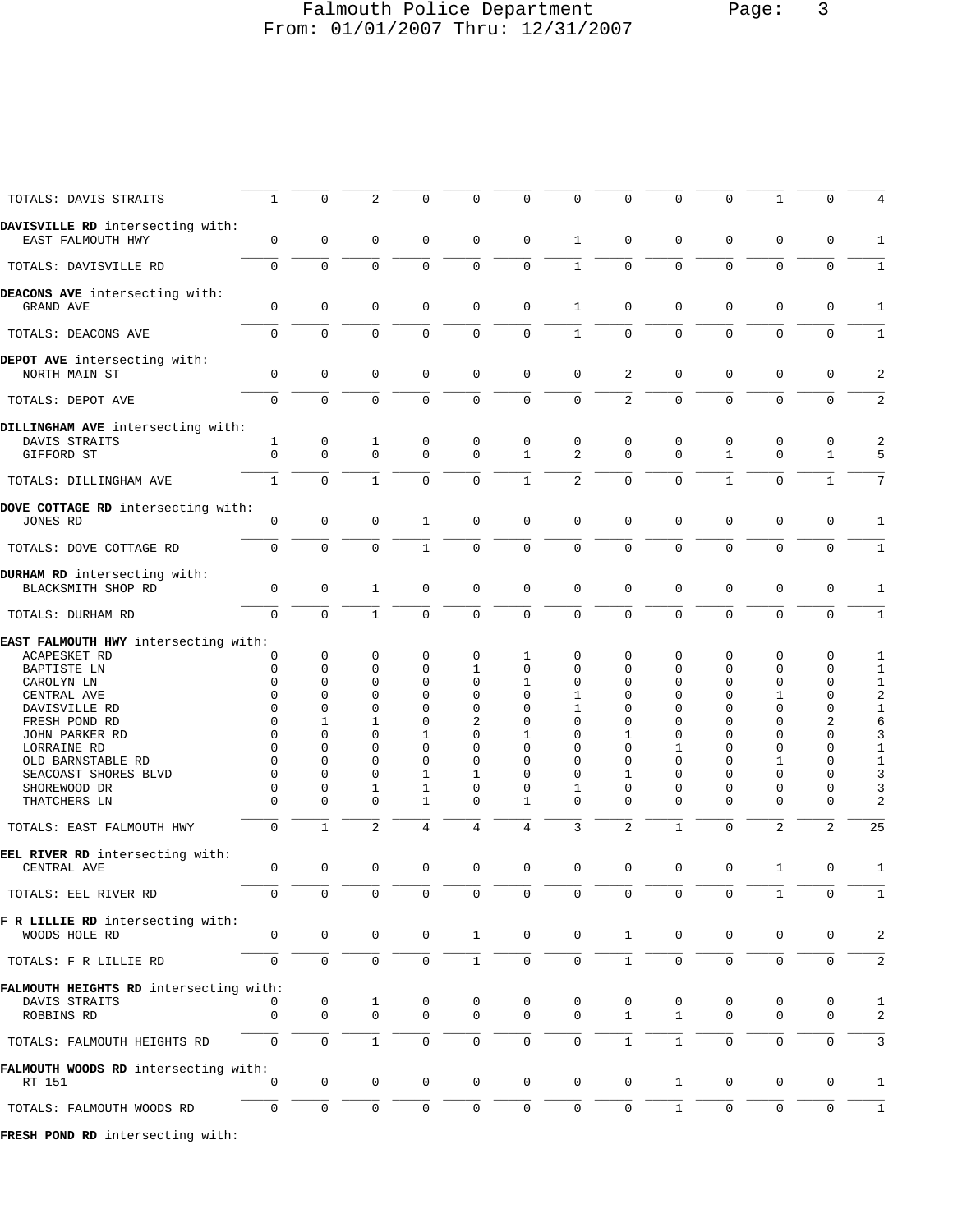| | | | | | | | | | | | | | |
|---|---|---|---|---|---|---|---|---|---|---|---|---|---|
| TOTALS: DAVIS STRAITS | 1 | 0 | 2 | 0 | 0 | 0 | 0 | 0 | 0 | 0 | 1 | 0 | 4 |
| **DAVISVILLE RD** intersecting with: | | | | | | | | | | | | | |
| EAST FALMOUTH HWY | 0 | 0 | 0 | 0 | 0 | 0 | 1 | 0 | 0 | 0 | 0 | 0 | 1 |
| TOTALS: DAVISVILLE RD | 0 | 0 | 0 | 0 | 0 | 0 | 1 | 0 | 0 | 0 | 0 | 0 | 1 |
| **DEACONS AVE** intersecting with: | | | | | | | | | | | | | |
| GRAND AVE | 0 | 0 | 0 | 0 | 0 | 0 | 1 | 0 | 0 | 0 | 0 | 0 | 1 |
| TOTALS: DEACONS AVE | 0 | 0 | 0 | 0 | 0 | 0 | 1 | 0 | 0 | 0 | 0 | 0 | 1 |
| **DEPOT AVE** intersecting with: | | | | | | | | | | | | | |
| NORTH MAIN ST | 0 | 0 | 0 | 0 | 0 | 0 | 0 | 2 | 0 | 0 | 0 | 0 | 2 |
| TOTALS: DEPOT AVE | 0 | 0 | 0 | 0 | 0 | 0 | 0 | 2 | 0 | 0 | 0 | 0 | 2 |
| **DILLINGHAM AVE** intersecting with: | | | | | | | | | | | | | |
| DAVIS STRAITS | 1 | 0 | 1 | 0 | 0 | 0 | 0 | 0 | 0 | 0 | 0 | 0 | 2 |
| GIFFORD ST | 0 | 0 | 0 | 0 | 0 | 1 | 2 | 0 | 0 | 1 | 0 | 1 | 5 |
| TOTALS: DILLINGHAM AVE | 1 | 0 | 1 | 0 | 0 | 1 | 2 | 0 | 0 | 1 | 0 | 1 | 7 |
| **DOVE COTTAGE RD** intersecting with: | | | | | | | | | | | | | |
| JONES RD | 0 | 0 | 0 | 1 | 0 | 0 | 0 | 0 | 0 | 0 | 0 | 0 | 1 |
| TOTALS: DOVE COTTAGE RD | 0 | 0 | 0 | 1 | 0 | 0 | 0 | 0 | 0 | 0 | 0 | 0 | 1 |
| **DURHAM RD** intersecting with: | | | | | | | | | | | | | |
| BLACKSMITH SHOP RD | 0 | 0 | 1 | 0 | 0 | 0 | 0 | 0 | 0 | 0 | 0 | 0 | 1 |
| TOTALS: DURHAM RD | 0 | 0 | 1 | 0 | 0 | 0 | 0 | 0 | 0 | 0 | 0 | 0 | 1 |
| **EAST FALMOUTH HWY** intersecting with: | | | | | | | | | | | | | |
| ACAPESKET RD | 0 | 0 | 0 | 0 | 0 | 1 | 0 | 0 | 0 | 0 | 0 | 0 | 1 |
| BAPTISTE LN | 0 | 0 | 0 | 0 | 1 | 0 | 0 | 0 | 0 | 0 | 0 | 0 | 1 |
| CAROLYN LN | 0 | 0 | 0 | 0 | 0 | 1 | 0 | 0 | 0 | 0 | 0 | 0 | 1 |
| CENTRAL AVE | 0 | 0 | 0 | 0 | 0 | 0 | 1 | 0 | 0 | 0 | 1 | 0 | 2 |
| DAVISVILLE RD | 0 | 0 | 0 | 0 | 0 | 0 | 1 | 0 | 0 | 0 | 0 | 0 | 1 |
| FRESH POND RD | 0 | 1 | 1 | 0 | 2 | 0 | 0 | 0 | 0 | 0 | 0 | 2 | 6 |
| JOHN PARKER RD | 0 | 0 | 0 | 1 | 0 | 1 | 0 | 1 | 0 | 0 | 0 | 0 | 3 |
| LORRAINE RD | 0 | 0 | 0 | 0 | 0 | 0 | 0 | 0 | 1 | 0 | 0 | 0 | 1 |
| OLD BARNSTABLE RD | 0 | 0 | 0 | 0 | 0 | 0 | 0 | 0 | 0 | 0 | 1 | 0 | 1 |
| SEACOAST SHORES BLVD | 0 | 0 | 0 | 1 | 1 | 0 | 0 | 1 | 0 | 0 | 0 | 0 | 3 |
| SHOREWOOD DR | 0 | 0 | 1 | 1 | 0 | 0 | 1 | 0 | 0 | 0 | 0 | 0 | 3 |
| THATCHERS LN | 0 | 0 | 0 | 1 | 0 | 1 | 0 | 0 | 0 | 0 | 0 | 0 | 2 |
| TOTALS: EAST FALMOUTH HWY | 0 | 1 | 2 | 4 | 4 | 4 | 3 | 2 | 1 | 0 | 2 | 2 | 25 |
| **EEL RIVER RD** intersecting with: | | | | | | | | | | | | | |
| CENTRAL AVE | 0 | 0 | 0 | 0 | 0 | 0 | 0 | 0 | 0 | 0 | 1 | 0 | 1 |
| TOTALS: EEL RIVER RD | 0 | 0 | 0 | 0 | 0 | 0 | 0 | 0 | 0 | 0 | 1 | 0 | 1 |
| **F R LILLIE RD** intersecting with: | | | | | | | | | | | | | |
| WOODS HOLE RD | 0 | 0 | 0 | 0 | 1 | 0 | 0 | 1 | 0 | 0 | 0 | 0 | 2 |
| TOTALS: F R LILLIE RD | 0 | 0 | 0 | 0 | 1 | 0 | 0 | 1 | 0 | 0 | 0 | 0 | 2 |
| **FALMOUTH HEIGHTS RD** intersecting with: | | | | | | | | | | | | | |
| DAVIS STRAITS | 0 | 0 | 1 | 0 | 0 | 0 | 0 | 0 | 0 | 0 | 0 | 0 | 1 |
| ROBBINS RD | 0 | 0 | 0 | 0 | 0 | 0 | 0 | 1 | 1 | 0 | 0 | 0 | 2 |
| TOTALS: FALMOUTH HEIGHTS RD | 0 | 0 | 1 | 0 | 0 | 0 | 0 | 1 | 1 | 0 | 0 | 0 | 3 |
| **FALMOUTH WOODS RD** intersecting with: | | | | | | | | | | | | | |
| RT 151 | 0 | 0 | 0 | 0 | 0 | 0 | 0 | 0 | 1 | 0 | 0 | 0 | 1 |
| TOTALS: FALMOUTH WOODS RD | 0 | 0 | 0 | 0 | 0 | 0 | 0 | 0 | 1 | 0 | 0 | 0 | 1 |
| **FRESH POND RD** intersecting with: | | | | | | | | | | | | | |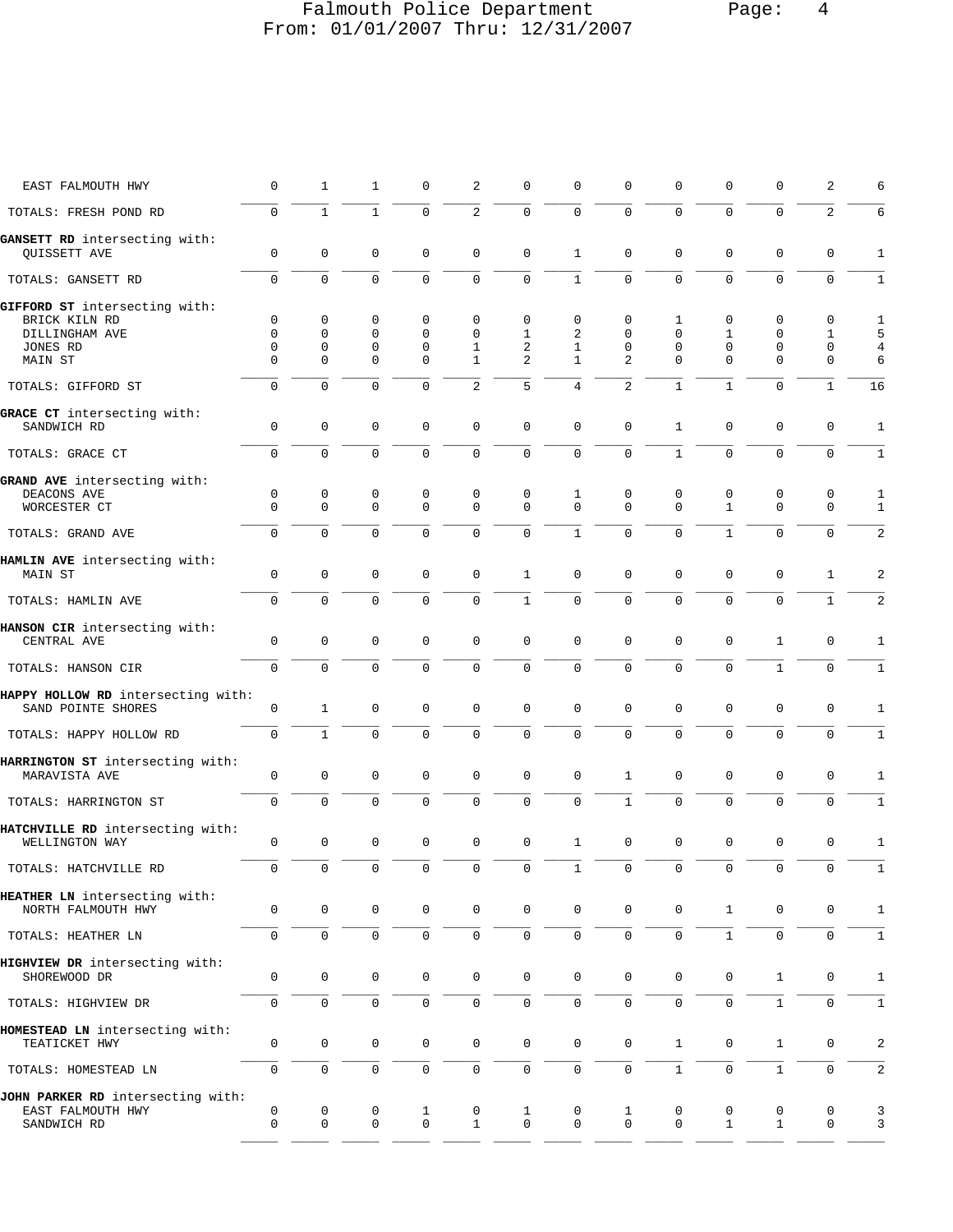# Falmouth Police Department
## From: 01/01/2007 Thru: 12/31/2007

| | | | | | | | | | | | | | |
|---|---|---|---|---|---|---|---|---|---|---|---|---|---|
| EAST FALMOUTH HWY | 0 | 1 | 1 | 0 | 2 | 0 | 0 | 0 | 0 | 0 | 0 | 2 | 6 |
| TOTALS: FRESH POND RD | 0 | 1 | 1 | 0 | 2 | 0 | 0 | 0 | 0 | 0 | 0 | 2 | 6 |
| **GANSETT RD** intersecting with: | | | | | | | | | | | | | |
| QUISSETT AVE | 0 | 0 | 0 | 0 | 0 | 0 | 1 | 0 | 0 | 0 | 0 | 0 | 1 |
| TOTALS: GANSETT RD | 0 | 0 | 0 | 0 | 0 | 0 | 1 | 0 | 0 | 0 | 0 | 0 | 1 |
| **GIFFORD ST** intersecting with: | | | | | | | | | | | | | |
| BRICK KILN RD | 0 | 0 | 0 | 0 | 0 | 0 | 0 | 0 | 1 | 0 | 0 | 0 | 1 |
| DILLINGHAM AVE | 0 | 0 | 0 | 0 | 0 | 1 | 2 | 0 | 0 | 1 | 0 | 1 | 5 |
| JONES RD | 0 | 0 | 0 | 0 | 1 | 2 | 1 | 0 | 0 | 0 | 0 | 0 | 4 |
| MAIN ST | 0 | 0 | 0 | 0 | 1 | 2 | 1 | 2 | 0 | 0 | 0 | 0 | 6 |
| TOTALS: GIFFORD ST | 0 | 0 | 0 | 0 | 2 | 5 | 4 | 2 | 1 | 1 | 0 | 1 | 16 |
| **GRACE CT** intersecting with: | | | | | | | | | | | | | |
| SANDWICH RD | 0 | 0 | 0 | 0 | 0 | 0 | 0 | 0 | 1 | 0 | 0 | 0 | 1 |
| TOTALS: GRACE CT | 0 | 0 | 0 | 0 | 0 | 0 | 0 | 0 | 1 | 0 | 0 | 0 | 1 |
| **GRAND AVE** intersecting with: | | | | | | | | | | | | | |
| DEACONS AVE | 0 | 0 | 0 | 0 | 0 | 0 | 1 | 0 | 0 | 0 | 0 | 0 | 1 |
| WORCESTER CT | 0 | 0 | 0 | 0 | 0 | 0 | 0 | 0 | 0 | 1 | 0 | 0 | 1 |
| TOTALS: GRAND AVE | 0 | 0 | 0 | 0 | 0 | 0 | 1 | 0 | 0 | 1 | 0 | 0 | 2 |
| **HAMLIN AVE** intersecting with: | | | | | | | | | | | | | |
| MAIN ST | 0 | 0 | 0 | 0 | 0 | 1 | 0 | 0 | 0 | 0 | 0 | 1 | 2 |
| TOTALS: HAMLIN AVE | 0 | 0 | 0 | 0 | 0 | 1 | 0 | 0 | 0 | 0 | 0 | 1 | 2 |
| **HANSON CIR** intersecting with: | | | | | | | | | | | | | |
| CENTRAL AVE | 0 | 0 | 0 | 0 | 0 | 0 | 0 | 0 | 0 | 0 | 1 | 0 | 1 |
| TOTALS: HANSON CIR | 0 | 0 | 0 | 0 | 0 | 0 | 0 | 0 | 0 | 0 | 1 | 0 | 1 |
| **HAPPY HOLLOW RD** intersecting with: | | | | | | | | | | | | | |
| SAND POINTE SHORES | 0 | 1 | 0 | 0 | 0 | 0 | 0 | 0 | 0 | 0 | 0 | 0 | 1 |
| TOTALS: HAPPY HOLLOW RD | 0 | 1 | 0 | 0 | 0 | 0 | 0 | 0 | 0 | 0 | 0 | 0 | 1 |
| **HARRINGTON ST** intersecting with: | | | | | | | | | | | | | |
| MARAVISTA AVE | 0 | 0 | 0 | 0 | 0 | 0 | 0 | 1 | 0 | 0 | 0 | 0 | 1 |
| TOTALS: HARRINGTON ST | 0 | 0 | 0 | 0 | 0 | 0 | 0 | 1 | 0 | 0 | 0 | 0 | 1 |
| **HATCHVILLE RD** intersecting with: | | | | | | | | | | | | | |
| WELLINGTON WAY | 0 | 0 | 0 | 0 | 0 | 0 | 1 | 0 | 0 | 0 | 0 | 0 | 1 |
| TOTALS: HATCHVILLE RD | 0 | 0 | 0 | 0 | 0 | 0 | 1 | 0 | 0 | 0 | 0 | 0 | 1 |
| **HEATHER LN** intersecting with: | | | | | | | | | | | | | |
| NORTH FALMOUTH HWY | 0 | 0 | 0 | 0 | 0 | 0 | 0 | 0 | 0 | 1 | 0 | 0 | 1 |
| TOTALS: HEATHER LN | 0 | 0 | 0 | 0 | 0 | 0 | 0 | 0 | 0 | 1 | 0 | 0 | 1 |
| **HIGHVIEW DR** intersecting with: | | | | | | | | | | | | | |
| SHOREWOOD DR | 0 | 0 | 0 | 0 | 0 | 0 | 0 | 0 | 0 | 0 | 1 | 0 | 1 |
| TOTALS: HIGHVIEW DR | 0 | 0 | 0 | 0 | 0 | 0 | 0 | 0 | 0 | 0 | 1 | 0 | 1 |
| **HOMESTEAD LN** intersecting with: | | | | | | | | | | | | | |
| TEATICKET HWY | 0 | 0 | 0 | 0 | 0 | 0 | 0 | 0 | 1 | 0 | 1 | 0 | 2 |
| TOTALS: HOMESTEAD LN | 0 | 0 | 0 | 0 | 0 | 0 | 0 | 0 | 1 | 0 | 1 | 0 | 2 |
| **JOHN PARKER RD** intersecting with: | | | | | | | | | | | | | |
| EAST FALMOUTH HWY | 0 | 0 | 0 | 1 | 0 | 1 | 0 | 1 | 0 | 0 | 0 | 0 | 3 |
| SANDWICH RD | 0 | 0 | 0 | 0 | 1 | 0 | 0 | 0 | 0 | 1 | 1 | 0 | 3 |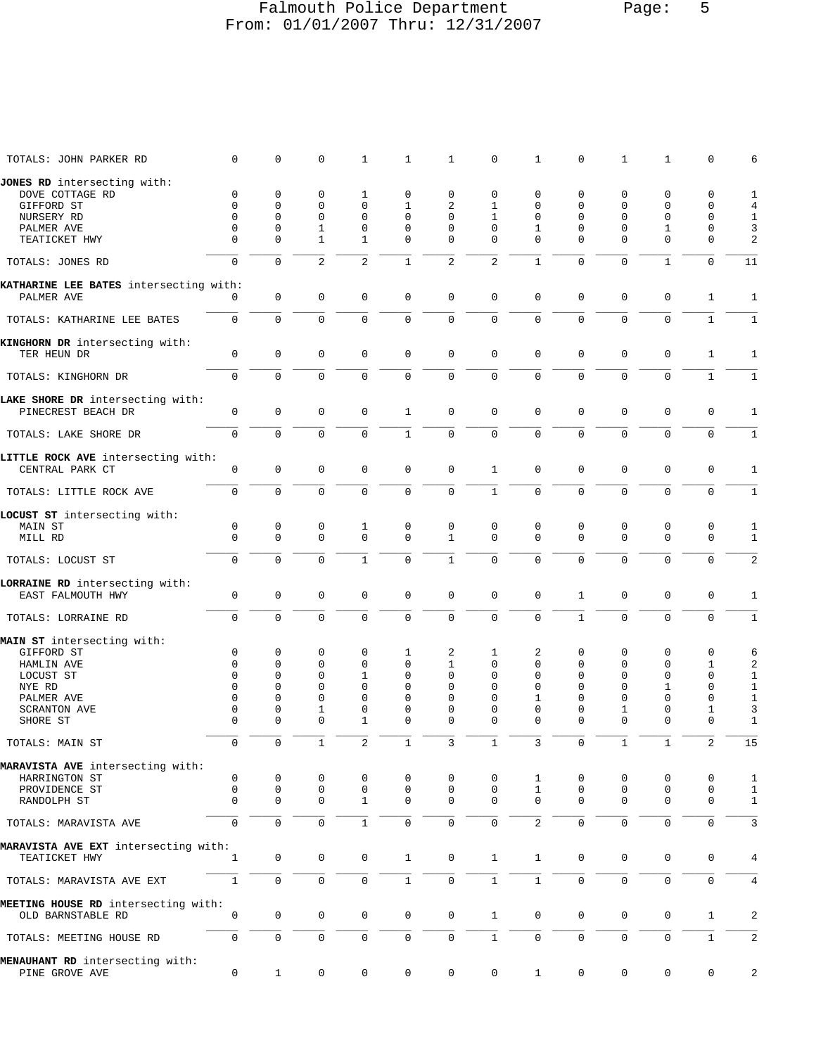| | | | | | | | | | | | | | |
|---|---|---|---|---|---|---|---|---|---|---|---|---|---|
| TOTALS: JOHN PARKER RD | 0 | 0 | 0 | 1 | 1 | 1 | 0 | 1 | 0 | 1 | 1 | 0 | 6 |
| **JONES RD** intersecting with: | | | | | | | | | | | | | |
| DOVE COTTAGE RD | 0 | 0 | 0 | 1 | 0 | 0 | 0 | 0 | 0 | 0 | 0 | 0 | 1 |
| GIFFORD ST | 0 | 0 | 0 | 0 | 1 | 2 | 1 | 0 | 0 | 0 | 0 | 0 | 4 |
| NURSERY RD | 0 | 0 | 0 | 0 | 0 | 0 | 1 | 0 | 0 | 0 | 0 | 0 | 1 |
| PALMER AVE | 0 | 0 | 1 | 0 | 0 | 0 | 0 | 1 | 0 | 0 | 1 | 0 | 3 |
| TEATICKET HWY | 0 | 0 | 1 | 1 | 0 | 0 | 0 | 0 | 0 | 0 | 0 | 0 | 2 |
| TOTALS: JONES RD | 0 | 0 | 2 | 2 | 1 | 2 | 2 | 1 | 0 | 0 | 1 | 0 | 11 |
| **KATHARINE LEE BATES** intersecting with: | | | | | | | | | | | | | |
| PALMER AVE | 0 | 0 | 0 | 0 | 0 | 0 | 0 | 0 | 0 | 0 | 0 | 1 | 1 |
| TOTALS: KATHARINE LEE BATES | 0 | 0 | 0 | 0 | 0 | 0 | 0 | 0 | 0 | 0 | 0 | 1 | 1 |
| **KINGHORN DR** intersecting with: | | | | | | | | | | | | | |
| TER HEUN DR | 0 | 0 | 0 | 0 | 0 | 0 | 0 | 0 | 0 | 0 | 0 | 1 | 1 |
| TOTALS: KINGHORN DR | 0 | 0 | 0 | 0 | 0 | 0 | 0 | 0 | 0 | 0 | 0 | 1 | 1 |
| **LAKE SHORE DR** intersecting with: | | | | | | | | | | | | | |
| PINECREST BEACH DR | 0 | 0 | 0 | 0 | 1 | 0 | 0 | 0 | 0 | 0 | 0 | 0 | 1 |
| TOTALS: LAKE SHORE DR | 0 | 0 | 0 | 0 | 1 | 0 | 0 | 0 | 0 | 0 | 0 | 0 | 1 |
| **LITTLE ROCK AVE** intersecting with: | | | | | | | | | | | | | |
| CENTRAL PARK CT | 0 | 0 | 0 | 0 | 0 | 0 | 1 | 0 | 0 | 0 | 0 | 0 | 1 |
| TOTALS: LITTLE ROCK AVE | 0 | 0 | 0 | 0 | 0 | 0 | 1 | 0 | 0 | 0 | 0 | 0 | 1 |
| **LOCUST ST** intersecting with: | | | | | | | | | | | | | |
| MAIN ST | 0 | 0 | 0 | 1 | 0 | 0 | 0 | 0 | 0 | 0 | 0 | 0 | 1 |
| MILL RD | 0 | 0 | 0 | 0 | 0 | 1 | 0 | 0 | 0 | 0 | 0 | 0 | 1 |
| TOTALS: LOCUST ST | 0 | 0 | 0 | 1 | 0 | 1 | 0 | 0 | 0 | 0 | 0 | 0 | 2 |
| **LORRAINE RD** intersecting with: | | | | | | | | | | | | | |
| EAST FALMOUTH HWY | 0 | 0 | 0 | 0 | 0 | 0 | 0 | 0 | 1 | 0 | 0 | 0 | 1 |
| TOTALS: LORRAINE RD | 0 | 0 | 0 | 0 | 0 | 0 | 0 | 0 | 1 | 0 | 0 | 0 | 1 |
| **MAIN ST** intersecting with: | | | | | | | | | | | | | |
| GIFFORD ST | 0 | 0 | 0 | 0 | 1 | 2 | 1 | 2 | 0 | 0 | 0 | 0 | 6 |
| HAMLIN AVE | 0 | 0 | 0 | 0 | 0 | 1 | 0 | 0 | 0 | 0 | 0 | 1 | 2 |
| LOCUST ST | 0 | 0 | 0 | 1 | 0 | 0 | 0 | 0 | 0 | 0 | 0 | 0 | 1 |
| NYE RD | 0 | 0 | 0 | 0 | 0 | 0 | 0 | 0 | 0 | 0 | 1 | 0 | 1 |
| PALMER AVE | 0 | 0 | 0 | 0 | 0 | 0 | 0 | 1 | 0 | 0 | 0 | 0 | 1 |
| SCRANTON AVE | 0 | 0 | 1 | 0 | 0 | 0 | 0 | 0 | 0 | 1 | 0 | 1 | 3 |
| SHORE ST | 0 | 0 | 0 | 1 | 0 | 0 | 0 | 0 | 0 | 0 | 0 | 0 | 1 |
| TOTALS: MAIN ST | 0 | 0 | 1 | 2 | 1 | 3 | 1 | 3 | 0 | 1 | 1 | 2 | 15 |
| **MARAVISTA AVE** intersecting with: | | | | | | | | | | | | | |
| HARRINGTON ST | 0 | 0 | 0 | 0 | 0 | 0 | 0 | 1 | 0 | 0 | 0 | 0 | 1 |
| PROVIDENCE ST | 0 | 0 | 0 | 0 | 0 | 0 | 0 | 1 | 0 | 0 | 0 | 0 | 1 |
| RANDOLPH ST | 0 | 0 | 0 | 1 | 0 | 0 | 0 | 0 | 0 | 0 | 0 | 0 | 1 |
| TOTALS: MARAVISTA AVE | 0 | 0 | 0 | 1 | 0 | 0 | 0 | 2 | 0 | 0 | 0 | 0 | 3 |
| **MARAVISTA AVE EXT** intersecting with: | | | | | | | | | | | | | |
| TEATICKET HWY | 1 | 0 | 0 | 0 | 1 | 0 | 1 | 1 | 0 | 0 | 0 | 0 | 4 |
| TOTALS: MARAVISTA AVE EXT | 1 | 0 | 0 | 0 | 1 | 0 | 1 | 1 | 0 | 0 | 0 | 0 | 4 |
| **MEETING HOUSE RD** intersecting with: | | | | | | | | | | | | | |
| OLD BARNSTABLE RD | 0 | 0 | 0 | 0 | 0 | 0 | 1 | 0 | 0 | 0 | 0 | 1 | 2 |
| TOTALS: MEETING HOUSE RD | 0 | 0 | 0 | 0 | 0 | 0 | 1 | 0 | 0 | 0 | 0 | 1 | 2 |
| **MENAUHANT RD** intersecting with: | | | | | | | | | | | | | |
| PINE GROVE AVE | 0 | 1 | 0 | 0 | 0 | 0 | 0 | 1 | 0 | 0 | 0 | 0 | 2 |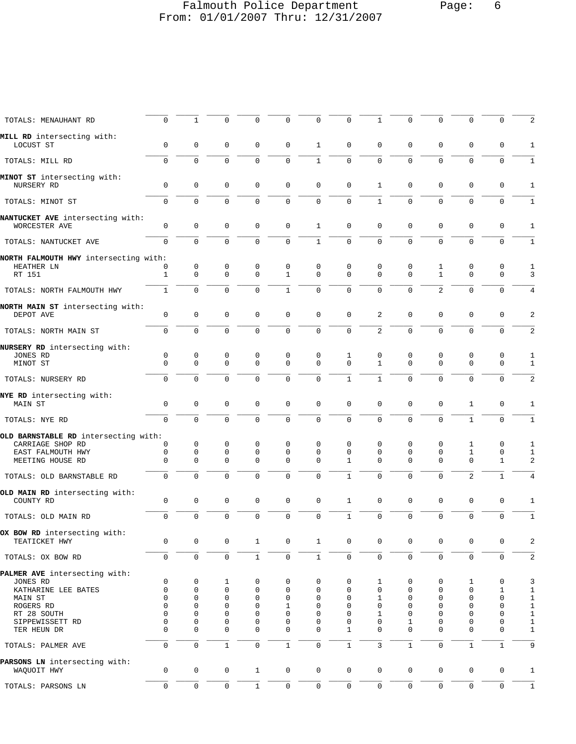Falmouth Police Department
From: 01/01/2007 Thru: 12/31/2007

| | | | | | | | | | | | | | |
|---|---|---|---|---|---|---|---|---|---|---|---|---|---|
| TOTALS: MENAUHANT RD | 0 | 1 | 0 | 0 | 0 | 0 | 0 | 1 | 0 | 0 | 0 | 0 | 2 |
| **MILL RD** intersecting with: | | | | | | | | | | | | | |
| LOCUST ST | 0 | 0 | 0 | 0 | 0 | 1 | 0 | 0 | 0 | 0 | 0 | 0 | 1 |
| TOTALS: MILL RD | 0 | 0 | 0 | 0 | 0 | 1 | 0 | 0 | 0 | 0 | 0 | 0 | 1 |
| **MINOT ST** intersecting with: | | | | | | | | | | | | | |
| NURSERY RD | 0 | 0 | 0 | 0 | 0 | 0 | 0 | 1 | 0 | 0 | 0 | 0 | 1 |
| TOTALS: MINOT ST | 0 | 0 | 0 | 0 | 0 | 0 | 0 | 1 | 0 | 0 | 0 | 0 | 1 |
| **NANTUCKET AVE** intersecting with: | | | | | | | | | | | | | |
| WORCESTER AVE | 0 | 0 | 0 | 0 | 0 | 1 | 0 | 0 | 0 | 0 | 0 | 0 | 1 |
| TOTALS: NANTUCKET AVE | 0 | 0 | 0 | 0 | 0 | 1 | 0 | 0 | 0 | 0 | 0 | 0 | 1 |
| **NORTH FALMOUTH HWY** intersecting with: | | | | | | | | | | | | | |
| HEATHER LN | 0 | 0 | 0 | 0 | 0 | 0 | 0 | 0 | 0 | 1 | 0 | 0 | 1 |
| RT 151 | 1 | 0 | 0 | 0 | 1 | 0 | 0 | 0 | 0 | 1 | 0 | 0 | 3 |
| TOTALS: NORTH FALMOUTH HWY | 1 | 0 | 0 | 0 | 1 | 0 | 0 | 0 | 0 | 2 | 0 | 0 | 4 |
| **NORTH MAIN ST** intersecting with: | | | | | | | | | | | | | |
| DEPOT AVE | 0 | 0 | 0 | 0 | 0 | 0 | 0 | 2 | 0 | 0 | 0 | 0 | 2 |
| TOTALS: NORTH MAIN ST | 0 | 0 | 0 | 0 | 0 | 0 | 0 | 2 | 0 | 0 | 0 | 0 | 2 |
| **NURSERY RD** intersecting with: | | | | | | | | | | | | | |
| JONES RD | 0 | 0 | 0 | 0 | 0 | 0 | 1 | 0 | 0 | 0 | 0 | 0 | 1 |
| MINOT ST | 0 | 0 | 0 | 0 | 0 | 0 | 0 | 1 | 0 | 0 | 0 | 0 | 1 |
| TOTALS: NURSERY RD | 0 | 0 | 0 | 0 | 0 | 0 | 1 | 1 | 0 | 0 | 0 | 0 | 2 |
| **NYE RD** intersecting with: | | | | | | | | | | | | | |
| MAIN ST | 0 | 0 | 0 | 0 | 0 | 0 | 0 | 0 | 0 | 0 | 1 | 0 | 1 |
| TOTALS: NYE RD | 0 | 0 | 0 | 0 | 0 | 0 | 0 | 0 | 0 | 0 | 1 | 0 | 1 |
| **OLD BARNSTABLE RD** intersecting with: | | | | | | | | | | | | | |
| CARRIAGE SHOP RD | 0 | 0 | 0 | 0 | 0 | 0 | 0 | 0 | 0 | 0 | 1 | 0 | 1 |
| EAST FALMOUTH HWY | 0 | 0 | 0 | 0 | 0 | 0 | 0 | 0 | 0 | 0 | 1 | 0 | 1 |
| MEETING HOUSE RD | 0 | 0 | 0 | 0 | 0 | 0 | 1 | 0 | 0 | 0 | 0 | 1 | 2 |
| TOTALS: OLD BARNSTABLE RD | 0 | 0 | 0 | 0 | 0 | 0 | 1 | 0 | 0 | 0 | 2 | 1 | 4 |
| **OLD MAIN RD** intersecting with: | | | | | | | | | | | | | |
| COUNTY RD | 0 | 0 | 0 | 0 | 0 | 0 | 1 | 0 | 0 | 0 | 0 | 0 | 1 |
| TOTALS: OLD MAIN RD | 0 | 0 | 0 | 0 | 0 | 0 | 1 | 0 | 0 | 0 | 0 | 0 | 1 |
| **OX BOW RD** intersecting with: | | | | | | | | | | | | | |
| TEATICKET HWY | 0 | 0 | 0 | 1 | 0 | 1 | 0 | 0 | 0 | 0 | 0 | 0 | 2 |
| TOTALS: OX BOW RD | 0 | 0 | 0 | 1 | 0 | 1 | 0 | 0 | 0 | 0 | 0 | 0 | 2 |
| **PALMER AVE** intersecting with: | | | | | | | | | | | | | |
| JONES RD | 0 | 0 | 1 | 0 | 0 | 0 | 0 | 1 | 0 | 0 | 1 | 0 | 3 |
| KATHARINE LEE BATES | 0 | 0 | 0 | 0 | 0 | 0 | 0 | 0 | 0 | 0 | 0 | 1 | 1 |
| MAIN ST | 0 | 0 | 0 | 0 | 0 | 0 | 0 | 1 | 0 | 0 | 0 | 0 | 1 |
| ROGERS RD | 0 | 0 | 0 | 0 | 1 | 0 | 0 | 0 | 0 | 0 | 0 | 0 | 1 |
| RT 28 SOUTH | 0 | 0 | 0 | 0 | 0 | 0 | 0 | 1 | 0 | 0 | 0 | 0 | 1 |
| SIPPEWISSETT RD | 0 | 0 | 0 | 0 | 0 | 0 | 0 | 0 | 1 | 0 | 0 | 0 | 1 |
| TER HEUN DR | 0 | 0 | 0 | 0 | 0 | 0 | 1 | 0 | 0 | 0 | 0 | 0 | 1 |
| TOTALS: PALMER AVE | 0 | 0 | 1 | 0 | 1 | 0 | 1 | 3 | 1 | 0 | 1 | 1 | 9 |
| **PARSONS LN** intersecting with: | | | | | | | | | | | | | |
| WAQUOIT HWY | 0 | 0 | 0 | 1 | 0 | 0 | 0 | 0 | 0 | 0 | 0 | 0 | 1 |
| TOTALS: PARSONS LN | 0 | 0 | 0 | 1 | 0 | 0 | 0 | 0 | 0 | 0 | 0 | 0 | 1 |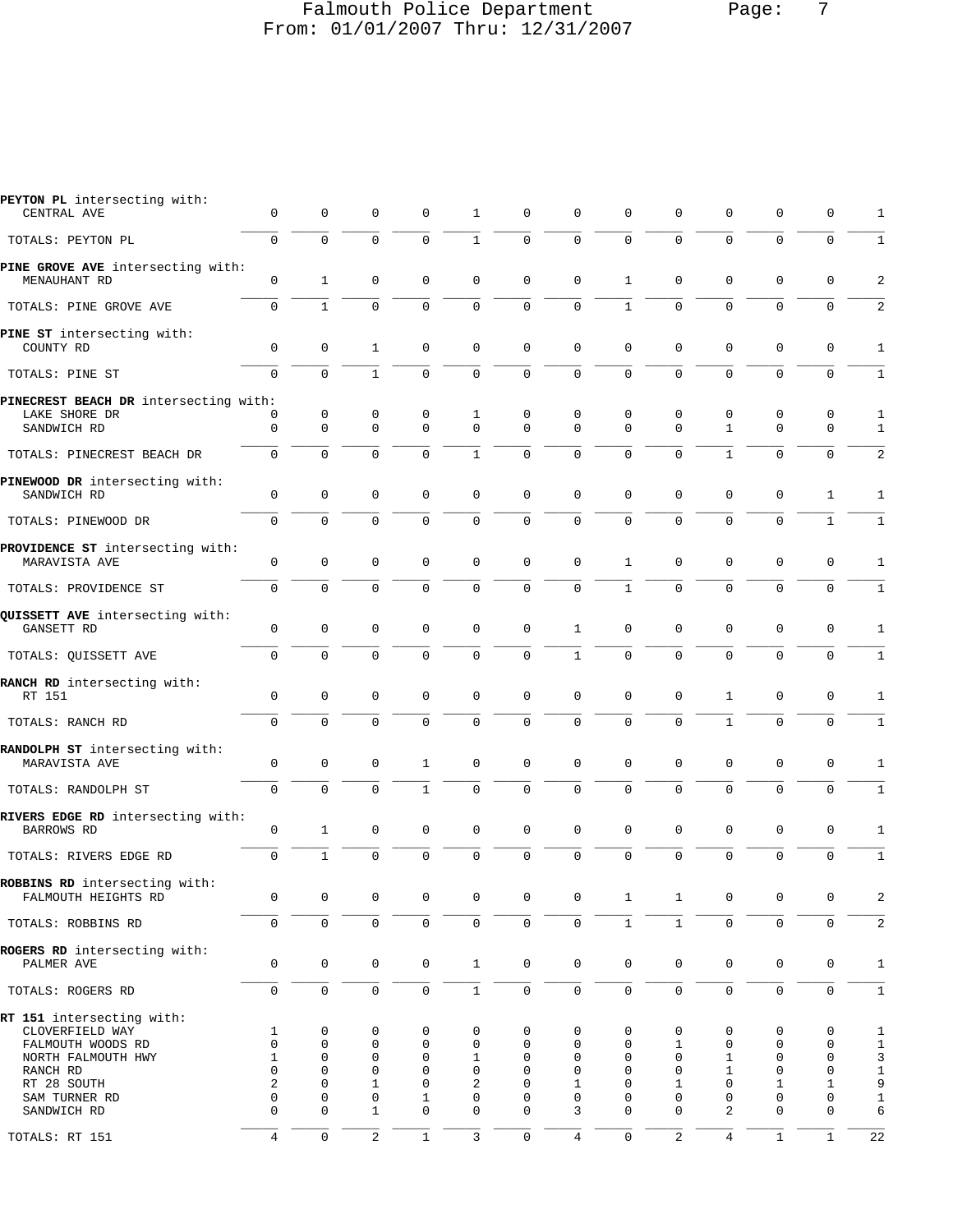Falmouth Police Department
From: 01/01/2007 Thru: 12/31/2007

| Street / Intersecting with | | | | | | | | | | | | | Total |
|---|---|---|---|---|---|---|---|---|---|---|---|---|---|
| **PEYTON PL** intersecting with: | | | | | | | | | | | | | |
| CENTRAL AVE | 0 | 0 | 0 | 0 | 1 | 0 | 0 | 0 | 0 | 0 | 0 | 0 | 1 |
| TOTALS: PEYTON PL | 0 | 0 | 0 | 0 | 1 | 0 | 0 | 0 | 0 | 0 | 0 | 0 | 1 |
| **PINE GROVE AVE** intersecting with: | | | | | | | | | | | | | |
| MENAUHANT RD | 0 | 1 | 0 | 0 | 0 | 0 | 0 | 1 | 0 | 0 | 0 | 0 | 2 |
| TOTALS: PINE GROVE AVE | 0 | 1 | 0 | 0 | 0 | 0 | 0 | 1 | 0 | 0 | 0 | 0 | 2 |
| **PINE ST** intersecting with: | | | | | | | | | | | | | |
| COUNTY RD | 0 | 0 | 1 | 0 | 0 | 0 | 0 | 0 | 0 | 0 | 0 | 0 | 1 |
| TOTALS: PINE ST | 0 | 0 | 1 | 0 | 0 | 0 | 0 | 0 | 0 | 0 | 0 | 0 | 1 |
| **PINECREST BEACH DR** intersecting with: | | | | | | | | | | | | | |
| LAKE SHORE DR | 0 | 0 | 0 | 0 | 1 | 0 | 0 | 0 | 0 | 0 | 0 | 0 | 1 |
| SANDWICH RD | 0 | 0 | 0 | 0 | 0 | 0 | 0 | 0 | 0 | 1 | 0 | 0 | 1 |
| TOTALS: PINECREST BEACH DR | 0 | 0 | 0 | 0 | 1 | 0 | 0 | 0 | 0 | 1 | 0 | 0 | 2 |
| **PINEWOOD DR** intersecting with: | | | | | | | | | | | | | |
| SANDWICH RD | 0 | 0 | 0 | 0 | 0 | 0 | 0 | 0 | 0 | 0 | 0 | 1 | 1 |
| TOTALS: PINEWOOD DR | 0 | 0 | 0 | 0 | 0 | 0 | 0 | 0 | 0 | 0 | 0 | 1 | 1 |
| **PROVIDENCE ST** intersecting with: | | | | | | | | | | | | | |
| MARAVISTA AVE | 0 | 0 | 0 | 0 | 0 | 0 | 0 | 1 | 0 | 0 | 0 | 0 | 1 |
| TOTALS: PROVIDENCE ST | 0 | 0 | 0 | 0 | 0 | 0 | 0 | 1 | 0 | 0 | 0 | 0 | 1 |
| **QUISSETT AVE** intersecting with: | | | | | | | | | | | | | |
| GANSETT RD | 0 | 0 | 0 | 0 | 0 | 0 | 1 | 0 | 0 | 0 | 0 | 0 | 1 |
| TOTALS: QUISSETT AVE | 0 | 0 | 0 | 0 | 0 | 0 | 1 | 0 | 0 | 0 | 0 | 0 | 1 |
| **RANCH RD** intersecting with: | | | | | | | | | | | | | |
| RT 151 | 0 | 0 | 0 | 0 | 0 | 0 | 0 | 0 | 0 | 1 | 0 | 0 | 1 |
| TOTALS: RANCH RD | 0 | 0 | 0 | 0 | 0 | 0 | 0 | 0 | 0 | 1 | 0 | 0 | 1 |
| **RANDOLPH ST** intersecting with: | | | | | | | | | | | | | |
| MARAVISTA AVE | 0 | 0 | 0 | 1 | 0 | 0 | 0 | 0 | 0 | 0 | 0 | 0 | 1 |
| TOTALS: RANDOLPH ST | 0 | 0 | 0 | 1 | 0 | 0 | 0 | 0 | 0 | 0 | 0 | 0 | 1 |
| **RIVERS EDGE RD** intersecting with: | | | | | | | | | | | | | |
| BARROWS RD | 0 | 1 | 0 | 0 | 0 | 0 | 0 | 0 | 0 | 0 | 0 | 0 | 1 |
| TOTALS: RIVERS EDGE RD | 0 | 1 | 0 | 0 | 0 | 0 | 0 | 0 | 0 | 0 | 0 | 0 | 1 |
| **ROBBINS RD** intersecting with: | | | | | | | | | | | | | |
| FALMOUTH HEIGHTS RD | 0 | 0 | 0 | 0 | 0 | 0 | 0 | 1 | 1 | 0 | 0 | 0 | 2 |
| TOTALS: ROBBINS RD | 0 | 0 | 0 | 0 | 0 | 0 | 0 | 1 | 1 | 0 | 0 | 0 | 2 |
| **ROGERS RD** intersecting with: | | | | | | | | | | | | | |
| PALMER AVE | 0 | 0 | 0 | 0 | 1 | 0 | 0 | 0 | 0 | 0 | 0 | 0 | 1 |
| TOTALS: ROGERS RD | 0 | 0 | 0 | 0 | 1 | 0 | 0 | 0 | 0 | 0 | 0 | 0 | 1 |
| **RT 151** intersecting with: | | | | | | | | | | | | | |
| CLOVERFIELD WAY | 1 | 0 | 0 | 0 | 0 | 0 | 0 | 0 | 0 | 0 | 0 | 0 | 1 |
| FALMOUTH WOODS RD | 0 | 0 | 0 | 0 | 0 | 0 | 0 | 0 | 1 | 0 | 0 | 0 | 1 |
| NORTH FALMOUTH HWY | 1 | 0 | 0 | 0 | 1 | 0 | 0 | 0 | 0 | 1 | 0 | 0 | 3 |
| RANCH RD | 0 | 0 | 0 | 0 | 0 | 0 | 0 | 0 | 0 | 1 | 0 | 0 | 1 |
| RT 28 SOUTH | 2 | 0 | 1 | 0 | 2 | 0 | 1 | 0 | 1 | 0 | 1 | 1 | 9 |
| SAM TURNER RD | 0 | 0 | 0 | 1 | 0 | 0 | 0 | 0 | 0 | 0 | 0 | 0 | 1 |
| SANDWICH RD | 0 | 0 | 1 | 0 | 0 | 0 | 3 | 0 | 0 | 2 | 0 | 0 | 6 |
| TOTALS: RT 151 | 4 | 0 | 2 | 1 | 3 | 0 | 4 | 0 | 2 | 4 | 1 | 1 | 22 |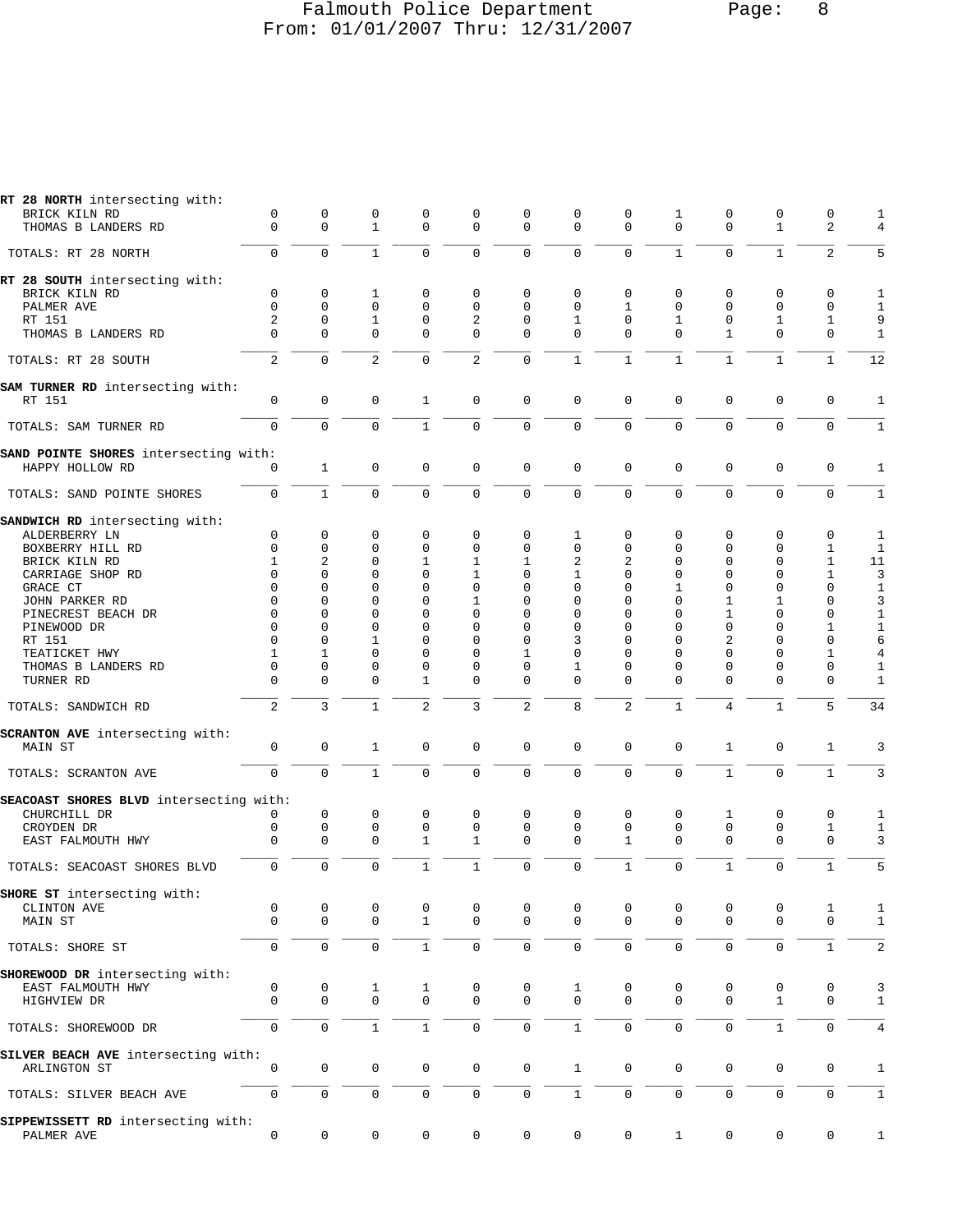# Falmouth Police Department
From: 01/01/2007 Thru: 12/31/2007

| | | | | | | | | | | | | | |
|---|---|---|---|---|---|---|---|---|---|---|---|---|---|
| **RT 28 NORTH** intersecting with: | | | | | | | | | | | | | |
| BRICK KILN RD | 0 | 0 | 0 | 0 | 0 | 0 | 0 | 0 | 1 | 0 | 0 | 0 | 1 |
| THOMAS B LANDERS RD | 0 | 0 | 1 | 0 | 0 | 0 | 0 | 0 | 0 | 0 | 1 | 2 | 4 |
| TOTALS: RT 28 NORTH | 0 | 0 | 1 | 0 | 0 | 0 | 0 | 0 | 1 | 0 | 1 | 2 | 5 |
| **RT 28 SOUTH** intersecting with: | | | | | | | | | | | | | |
| BRICK KILN RD | 0 | 0 | 1 | 0 | 0 | 0 | 0 | 0 | 0 | 0 | 0 | 0 | 1 |
| PALMER AVE | 0 | 0 | 0 | 0 | 0 | 0 | 0 | 1 | 0 | 0 | 0 | 0 | 1 |
| RT 151 | 2 | 0 | 1 | 0 | 2 | 0 | 1 | 0 | 1 | 0 | 1 | 1 | 9 |
| THOMAS B LANDERS RD | 0 | 0 | 0 | 0 | 0 | 0 | 0 | 0 | 0 | 1 | 0 | 0 | 1 |
| TOTALS: RT 28 SOUTH | 2 | 0 | 2 | 0 | 2 | 0 | 1 | 1 | 1 | 1 | 1 | 1 | 12 |
| **SAM TURNER RD** intersecting with: | | | | | | | | | | | | | |
| RT 151 | 0 | 0 | 0 | 1 | 0 | 0 | 0 | 0 | 0 | 0 | 0 | 0 | 1 |
| TOTALS: SAM TURNER RD | 0 | 0 | 0 | 1 | 0 | 0 | 0 | 0 | 0 | 0 | 0 | 0 | 1 |
| **SAND POINTE SHORES** intersecting with: | | | | | | | | | | | | | |
| HAPPY HOLLOW RD | 0 | 1 | 0 | 0 | 0 | 0 | 0 | 0 | 0 | 0 | 0 | 0 | 1 |
| TOTALS: SAND POINTE SHORES | 0 | 1 | 0 | 0 | 0 | 0 | 0 | 0 | 0 | 0 | 0 | 0 | 1 |
| **SANDWICH RD** intersecting with: | | | | | | | | | | | | | |
| ALDERBERRY LN | 0 | 0 | 0 | 0 | 0 | 0 | 1 | 0 | 0 | 0 | 0 | 0 | 1 |
| BOXBERRY HILL RD | 0 | 0 | 0 | 0 | 0 | 0 | 0 | 0 | 0 | 0 | 0 | 1 | 1 |
| BRICK KILN RD | 1 | 2 | 0 | 1 | 1 | 1 | 2 | 2 | 0 | 0 | 0 | 1 | 11 |
| CARRIAGE SHOP RD | 0 | 0 | 0 | 0 | 1 | 0 | 1 | 0 | 0 | 0 | 0 | 1 | 3 |
| GRACE CT | 0 | 0 | 0 | 0 | 0 | 0 | 0 | 0 | 1 | 0 | 0 | 0 | 1 |
| JOHN PARKER RD | 0 | 0 | 0 | 0 | 1 | 0 | 0 | 0 | 0 | 1 | 1 | 0 | 3 |
| PINECREST BEACH DR | 0 | 0 | 0 | 0 | 0 | 0 | 0 | 0 | 0 | 1 | 0 | 0 | 1 |
| PINEWOOD DR | 0 | 0 | 0 | 0 | 0 | 0 | 0 | 0 | 0 | 0 | 0 | 1 | 1 |
| RT 151 | 0 | 0 | 1 | 0 | 0 | 0 | 3 | 0 | 0 | 2 | 0 | 0 | 6 |
| TEATICKET HWY | 1 | 1 | 0 | 0 | 0 | 1 | 0 | 0 | 0 | 0 | 0 | 1 | 4 |
| THOMAS B LANDERS RD | 0 | 0 | 0 | 0 | 0 | 0 | 1 | 0 | 0 | 0 | 0 | 0 | 1 |
| TURNER RD | 0 | 0 | 0 | 1 | 0 | 0 | 0 | 0 | 0 | 0 | 0 | 0 | 1 |
| TOTALS: SANDWICH RD | 2 | 3 | 1 | 2 | 3 | 2 | 8 | 2 | 1 | 4 | 1 | 5 | 34 |
| **SCRANTON AVE** intersecting with: | | | | | | | | | | | | | |
| MAIN ST | 0 | 0 | 1 | 0 | 0 | 0 | 0 | 0 | 0 | 1 | 0 | 1 | 3 |
| TOTALS: SCRANTON AVE | 0 | 0 | 1 | 0 | 0 | 0 | 0 | 0 | 0 | 1 | 0 | 1 | 3 |
| **SEACOAST SHORES BLVD** intersecting with: | | | | | | | | | | | | | |
| CHURCHILL DR | 0 | 0 | 0 | 0 | 0 | 0 | 0 | 0 | 0 | 1 | 0 | 0 | 1 |
| CROYDEN DR | 0 | 0 | 0 | 0 | 0 | 0 | 0 | 0 | 0 | 0 | 0 | 1 | 1 |
| EAST FALMOUTH HWY | 0 | 0 | 0 | 1 | 1 | 0 | 0 | 1 | 0 | 0 | 0 | 0 | 3 |
| TOTALS: SEACOAST SHORES BLVD | 0 | 0 | 0 | 1 | 1 | 0 | 0 | 1 | 0 | 1 | 0 | 1 | 5 |
| **SHORE ST** intersecting with: | | | | | | | | | | | | | |
| CLINTON AVE | 0 | 0 | 0 | 0 | 0 | 0 | 0 | 0 | 0 | 0 | 0 | 1 | 1 |
| MAIN ST | 0 | 0 | 0 | 1 | 0 | 0 | 0 | 0 | 0 | 0 | 0 | 0 | 1 |
| TOTALS: SHORE ST | 0 | 0 | 0 | 1 | 0 | 0 | 0 | 0 | 0 | 0 | 0 | 1 | 2 |
| **SHOREWOOD DR** intersecting with: | | | | | | | | | | | | | |
| EAST FALMOUTH HWY | 0 | 0 | 1 | 1 | 0 | 0 | 1 | 0 | 0 | 0 | 0 | 0 | 3 |
| HIGHVIEW DR | 0 | 0 | 0 | 0 | 0 | 0 | 0 | 0 | 0 | 0 | 1 | 0 | 1 |
| TOTALS: SHOREWOOD DR | 0 | 0 | 1 | 1 | 0 | 0 | 1 | 0 | 0 | 0 | 1 | 0 | 4 |
| **SILVER BEACH AVE** intersecting with: | | | | | | | | | | | | | |
| ARLINGTON ST | 0 | 0 | 0 | 0 | 0 | 0 | 1 | 0 | 0 | 0 | 0 | 0 | 1 |
| TOTALS: SILVER BEACH AVE | 0 | 0 | 0 | 0 | 0 | 0 | 1 | 0 | 0 | 0 | 0 | 0 | 1 |
| **SIPPEWISSETT RD** intersecting with: | | | | | | | | | | | | | |
| PALMER AVE | 0 | 0 | 0 | 0 | 0 | 0 | 0 | 0 | 1 | 0 | 0 | 0 | 1 |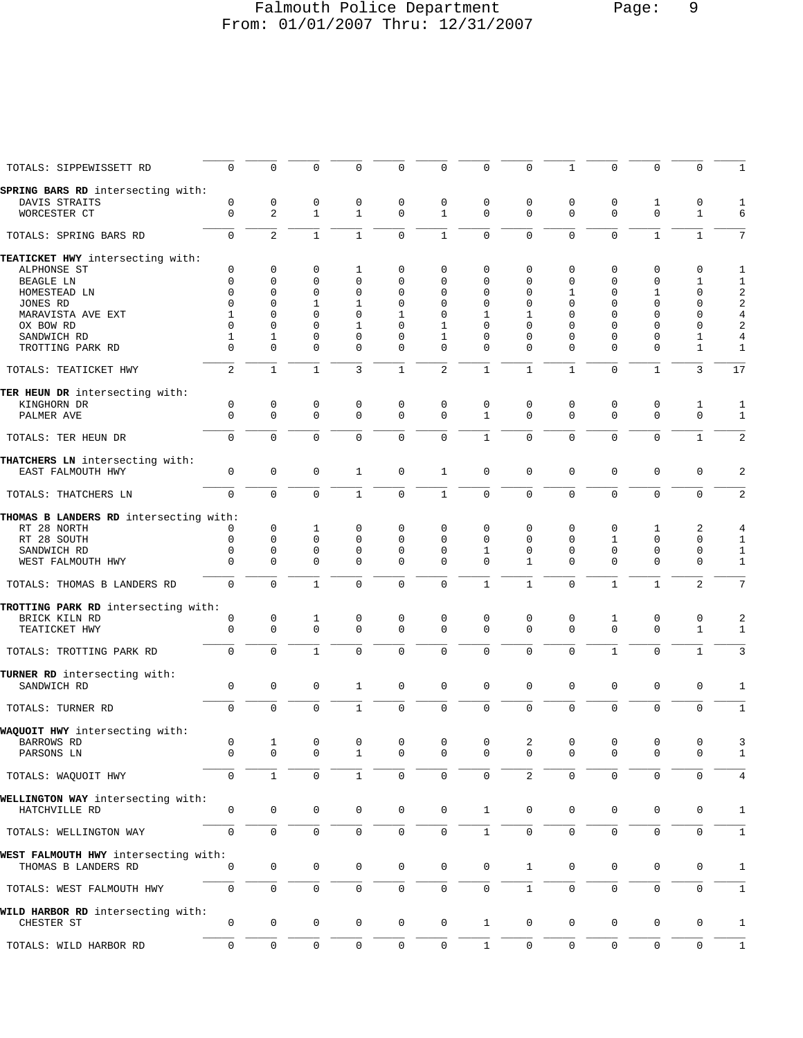| | | | | | | | | | | | | | |
|---|---|---|---|---|---|---|---|---|---|---|---|---|---|
| TOTALS: SIPPEWISSETT RD | 0 | 0 | 0 | 0 | 0 | 0 | 0 | 0 | 1 | 0 | 0 | 0 | 1 |
| **SPRING BARS RD** intersecting with: | | | | | | | | | | | | | |
| DAVIS STRAITS | 0 | 0 | 0 | 0 | 0 | 0 | 0 | 0 | 0 | 0 | 1 | 0 | 1 |
| WORCESTER CT | 0 | 2 | 1 | 1 | 0 | 1 | 0 | 0 | 0 | 0 | 0 | 1 | 6 |
| TOTALS: SPRING BARS RD | 0 | 2 | 1 | 1 | 0 | 1 | 0 | 0 | 0 | 0 | 1 | 1 | 7 |
| **TEATICKET HWY** intersecting with: | | | | | | | | | | | | | |
| ALPHONSE ST | 0 | 0 | 0 | 1 | 0 | 0 | 0 | 0 | 0 | 0 | 0 | 0 | 1 |
| BEAGLE LN | 0 | 0 | 0 | 0 | 0 | 0 | 0 | 0 | 0 | 0 | 0 | 1 | 1 |
| HOMESTEAD LN | 0 | 0 | 0 | 0 | 0 | 0 | 0 | 0 | 1 | 0 | 1 | 0 | 2 |
| JONES RD | 0 | 0 | 1 | 1 | 0 | 0 | 0 | 0 | 0 | 0 | 0 | 0 | 2 |
| MARAVISTA AVE EXT | 1 | 0 | 0 | 0 | 1 | 0 | 1 | 1 | 0 | 0 | 0 | 0 | 4 |
| OX BOW RD | 0 | 0 | 0 | 1 | 0 | 1 | 0 | 0 | 0 | 0 | 0 | 0 | 2 |
| SANDWICH RD | 1 | 1 | 0 | 0 | 0 | 1 | 0 | 0 | 0 | 0 | 0 | 1 | 4 |
| TROTTING PARK RD | 0 | 0 | 0 | 0 | 0 | 0 | 0 | 0 | 0 | 0 | 0 | 1 | 1 |
| TOTALS: TEATICKET HWY | 2 | 1 | 1 | 3 | 1 | 2 | 1 | 1 | 1 | 0 | 1 | 3 | 17 |
| **TER HEUN DR** intersecting with: | | | | | | | | | | | | | |
| KINGHORN DR | 0 | 0 | 0 | 0 | 0 | 0 | 0 | 0 | 0 | 0 | 0 | 1 | 1 |
| PALMER AVE | 0 | 0 | 0 | 0 | 0 | 0 | 1 | 0 | 0 | 0 | 0 | 0 | 1 |
| TOTALS: TER HEUN DR | 0 | 0 | 0 | 0 | 0 | 0 | 1 | 0 | 0 | 0 | 0 | 1 | 2 |
| **THATCHERS LN** intersecting with: | | | | | | | | | | | | | |
| EAST FALMOUTH HWY | 0 | 0 | 0 | 1 | 0 | 1 | 0 | 0 | 0 | 0 | 0 | 0 | 2 |
| TOTALS: THATCHERS LN | 0 | 0 | 0 | 1 | 0 | 1 | 0 | 0 | 0 | 0 | 0 | 0 | 2 |
| **THOMAS B LANDERS RD** intersecting with: | | | | | | | | | | | | | |
| RT 28 NORTH | 0 | 0 | 1 | 0 | 0 | 0 | 0 | 0 | 0 | 0 | 1 | 2 | 4 |
| RT 28 SOUTH | 0 | 0 | 0 | 0 | 0 | 0 | 0 | 0 | 0 | 1 | 0 | 0 | 1 |
| SANDWICH RD | 0 | 0 | 0 | 0 | 0 | 0 | 1 | 0 | 0 | 0 | 0 | 0 | 1 |
| WEST FALMOUTH HWY | 0 | 0 | 0 | 0 | 0 | 0 | 0 | 1 | 0 | 0 | 0 | 0 | 1 |
| TOTALS: THOMAS B LANDERS RD | 0 | 0 | 1 | 0 | 0 | 0 | 1 | 1 | 0 | 1 | 1 | 2 | 7 |
| **TROTTING PARK RD** intersecting with: | | | | | | | | | | | | | |
| BRICK KILN RD | 0 | 0 | 1 | 0 | 0 | 0 | 0 | 0 | 0 | 1 | 0 | 0 | 2 |
| TEATICKET HWY | 0 | 0 | 0 | 0 | 0 | 0 | 0 | 0 | 0 | 0 | 0 | 1 | 1 |
| TOTALS: TROTTING PARK RD | 0 | 0 | 1 | 0 | 0 | 0 | 0 | 0 | 0 | 1 | 0 | 1 | 3 |
| **TURNER RD** intersecting with: | | | | | | | | | | | | | |
| SANDWICH RD | 0 | 0 | 0 | 1 | 0 | 0 | 0 | 0 | 0 | 0 | 0 | 0 | 1 |
| TOTALS: TURNER RD | 0 | 0 | 0 | 1 | 0 | 0 | 0 | 0 | 0 | 0 | 0 | 0 | 1 |
| **WAQUOIT HWY** intersecting with: | | | | | | | | | | | | | |
| BARROWS RD | 0 | 1 | 0 | 0 | 0 | 0 | 0 | 2 | 0 | 0 | 0 | 0 | 3 |
| PARSONS LN | 0 | 0 | 0 | 1 | 0 | 0 | 0 | 0 | 0 | 0 | 0 | 0 | 1 |
| TOTALS: WAQUOIT HWY | 0 | 1 | 0 | 1 | 0 | 0 | 0 | 2 | 0 | 0 | 0 | 0 | 4 |
| **WELLINGTON WAY** intersecting with: | | | | | | | | | | | | | |
| HATCHVILLE RD | 0 | 0 | 0 | 0 | 0 | 0 | 1 | 0 | 0 | 0 | 0 | 0 | 1 |
| TOTALS: WELLINGTON WAY | 0 | 0 | 0 | 0 | 0 | 0 | 1 | 0 | 0 | 0 | 0 | 0 | 1 |
| **WEST FALMOUTH HWY** intersecting with: | | | | | | | | | | | | | |
| THOMAS B LANDERS RD | 0 | 0 | 0 | 0 | 0 | 0 | 0 | 1 | 0 | 0 | 0 | 0 | 1 |
| TOTALS: WEST FALMOUTH HWY | 0 | 0 | 0 | 0 | 0 | 0 | 0 | 1 | 0 | 0 | 0 | 0 | 1 |
| **WILD HARBOR RD** intersecting with: | | | | | | | | | | | | | |
| CHESTER ST | 0 | 0 | 0 | 0 | 0 | 0 | 1 | 0 | 0 | 0 | 0 | 0 | 1 |
| TOTALS: WILD HARBOR RD | 0 | 0 | 0 | 0 | 0 | 0 | 1 | 0 | 0 | 0 | 0 | 0 | 1 |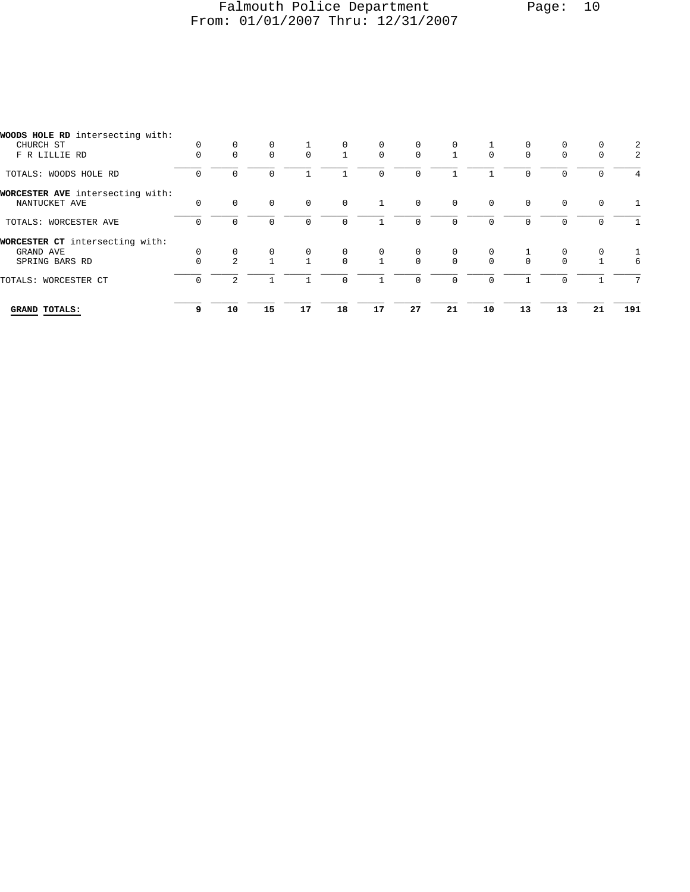| | | | | | | | | | | | | | |
|---|---|---|---|---|---|---|---|---|---|---|---|---|---|
| **WOODS HOLE RD** intersecting with: | | | | | | | | | | | | | |
| CHURCH ST | 0 | 0 | 0 | 1 | 0 | 0 | 0 | 0 | 1 | 0 | 0 | 0 | 2 |
| F R LILLIE RD | 0 | 0 | 0 | 0 | 1 | 0 | 0 | 1 | 0 | 0 | 0 | 0 | 2 |
| TOTALS: WOODS HOLE RD | 0 | 0 | 0 | 1 | 1 | 0 | 0 | 1 | 1 | 0 | 0 | 0 | 4 |
| **WORCESTER AVE** intersecting with: | | | | | | | | | | | | | |
| NANTUCKET AVE | 0 | 0 | 0 | 0 | 0 | 1 | 0 | 0 | 0 | 0 | 0 | 0 | 1 |
| TOTALS: WORCESTER AVE | 0 | 0 | 0 | 0 | 0 | 1 | 0 | 0 | 0 | 0 | 0 | 0 | 1 |
| **WORCESTER CT** intersecting with: | | | | | | | | | | | | | |
| GRAND AVE | 0 | 0 | 0 | 0 | 0 | 0 | 0 | 0 | 0 | 1 | 0 | 0 | 1 |
| SPRING BARS RD | 0 | 2 | 1 | 1 | 0 | 1 | 0 | 0 | 0 | 0 | 0 | 1 | 6 |
| TOTALS: WORCESTER CT | 0 | 2 | 1 | 1 | 0 | 1 | 0 | 0 | 0 | 1 | 0 | 1 | 7 |
| **GRAND TOTALS:** | **9** | **10** | **15** | **17** | **18** | **17** | **27** | **21** | **10** | **13** | **13** | **21** | **191** |